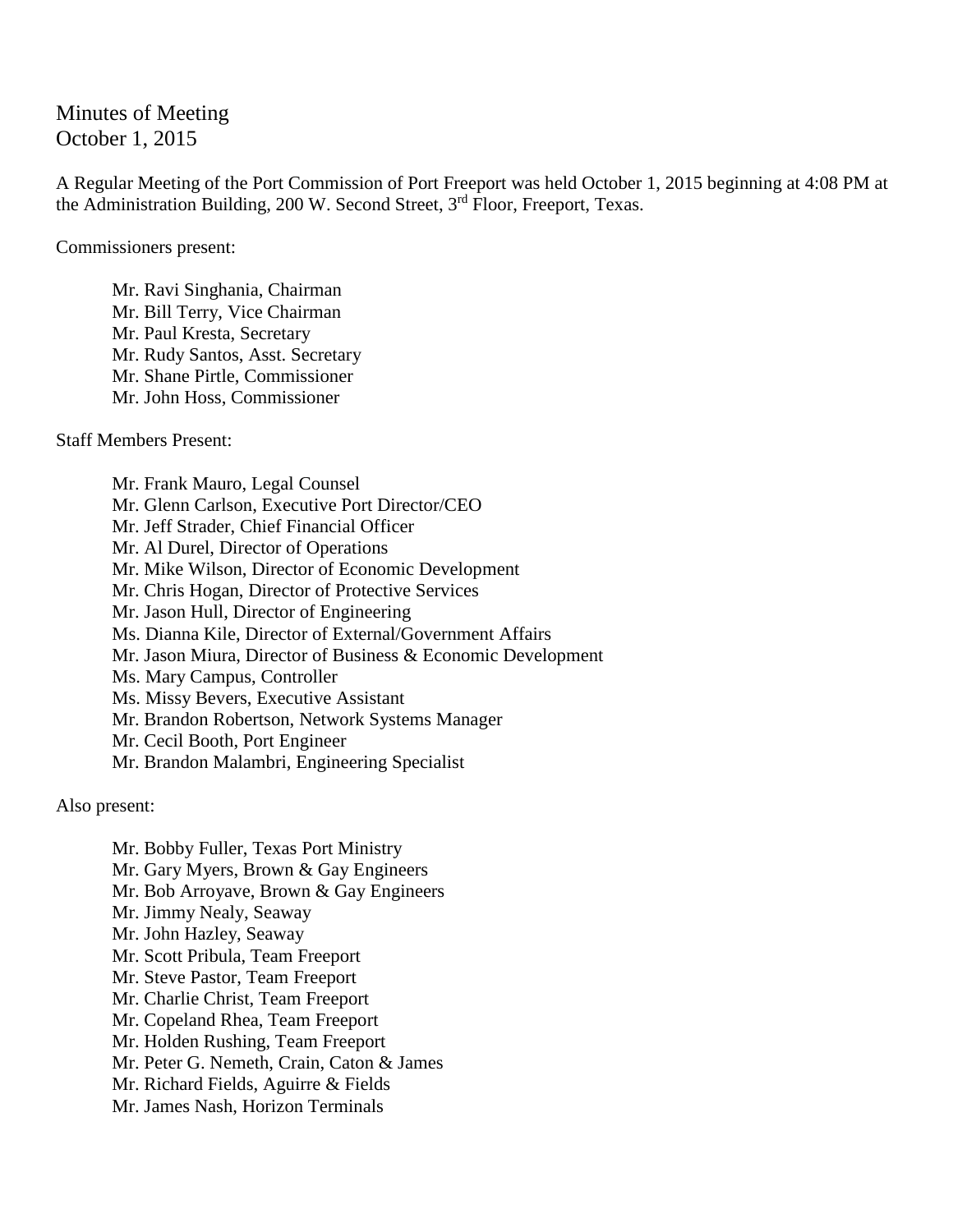Minutes of Meeting
October 1, 2015

A Regular Meeting of the Port Commission of Port Freeport was held October 1, 2015 beginning at 4:08 PM at the Administration Building, 200 W. Second Street, 3rd Floor, Freeport, Texas.

Commissioners present:

- Mr. Ravi Singhania, Chairman
- Mr. Bill Terry, Vice Chairman
- Mr. Paul Kresta, Secretary
- Mr. Rudy Santos, Asst. Secretary
- Mr. Shane Pirtle, Commissioner
- Mr. John Hoss, Commissioner

Staff Members Present:

- Mr. Frank Mauro, Legal Counsel
- Mr. Glenn Carlson, Executive Port Director/CEO
- Mr. Jeff Strader, Chief Financial Officer
- Mr. Al Durel, Director of Operations
- Mr. Mike Wilson, Director of Economic Development
- Mr. Chris Hogan, Director of Protective Services
- Mr. Jason Hull, Director of Engineering
- Ms. Dianna Kile, Director of External/Government Affairs
- Mr. Jason Miura, Director of Business & Economic Development
- Ms. Mary Campus, Controller
- Ms. Missy Bevers, Executive Assistant
- Mr. Brandon Robertson, Network Systems Manager
- Mr. Cecil Booth, Port Engineer
- Mr. Brandon Malambri, Engineering Specialist

Also present:

- Mr. Bobby Fuller, Texas Port Ministry
- Mr. Gary Myers, Brown & Gay Engineers
- Mr. Bob Arroyave, Brown & Gay Engineers
- Mr. Jimmy Nealy, Seaway
- Mr. John Hazley, Seaway
- Mr. Scott Pribula, Team Freeport
- Mr. Steve Pastor, Team Freeport
- Mr. Charlie Christ, Team Freeport
- Mr. Copeland Rhea, Team Freeport
- Mr. Holden Rushing, Team Freeport
- Mr. Peter G. Nemeth, Crain, Caton & James
- Mr. Richard Fields, Aguirre & Fields
- Mr. James Nash, Horizon Terminals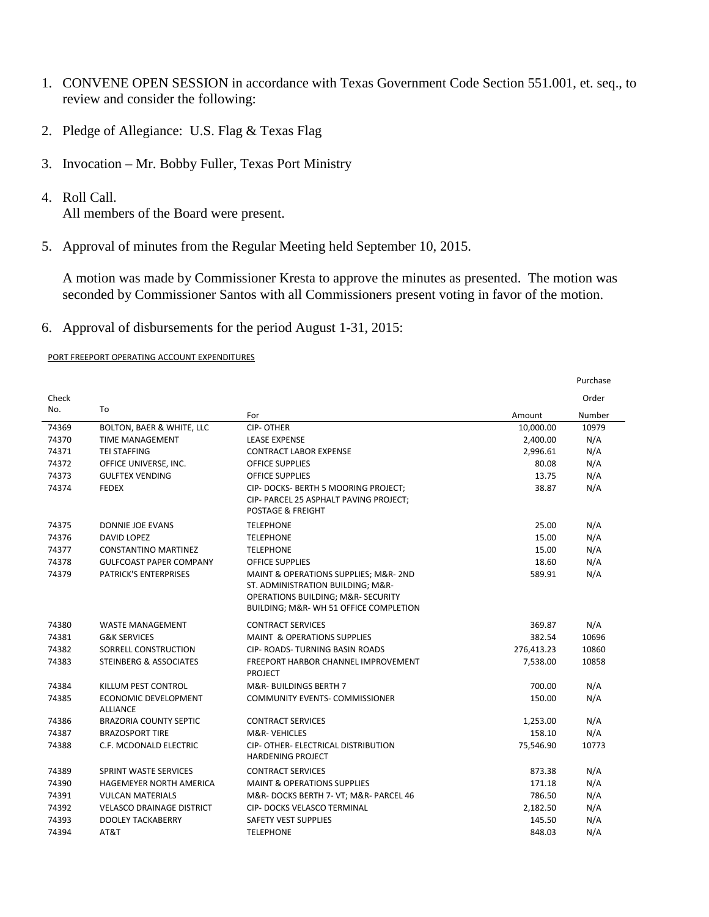1. CONVENE OPEN SESSION in accordance with Texas Government Code Section 551.001, et. seq., to review and consider the following:

2. Pledge of Allegiance: U.S. Flag & Texas Flag

3. Invocation – Mr. Bobby Fuller, Texas Port Ministry

4. Roll Call.
   All members of the Board were present.

5. Approval of minutes from the Regular Meeting held September 10, 2015.

   A motion was made by Commissioner Kresta to approve the minutes as presented. The motion was seconded by Commissioner Santos with all Commissioners present voting in favor of the motion.

6. Approval of disbursements for the period August 1-31, 2015:

PORT FREEPORT OPERATING ACCOUNT EXPENDITURES

| Check No. | To | For | Amount | Purchase Order Number |
|---|---|---|---|---|
| 74369 | BOLTON, BAER & WHITE, LLC | CIP- OTHER | 10,000.00 | 10979 |
| 74370 | TIME MANAGEMENT | LEASE EXPENSE | 2,400.00 | N/A |
| 74371 | TEI STAFFING | CONTRACT LABOR EXPENSE | 2,996.61 | N/A |
| 74372 | OFFICE UNIVERSE, INC. | OFFICE SUPPLIES | 80.08 | N/A |
| 74373 | GULFTEX VENDING | OFFICE SUPPLIES | 13.75 | N/A |
| 74374 | FEDEX | CIP- DOCKS- BERTH 5 MOORING PROJECT; CIP- PARCEL 25 ASPHALT PAVING PROJECT; POSTAGE & FREIGHT | 38.87 | N/A |
| 74375 | DONNIE JOE EVANS | TELEPHONE | 25.00 | N/A |
| 74376 | DAVID LOPEZ | TELEPHONE | 15.00 | N/A |
| 74377 | CONSTANTINO MARTINEZ | TELEPHONE | 15.00 | N/A |
| 74378 | GULFCOAST PAPER COMPANY | OFFICE SUPPLIES | 18.60 | N/A |
| 74379 | PATRICK'S ENTERPRISES | MAINT & OPERATIONS SUPPLIES; M&R- 2ND ST. ADMINISTRATION BUILDING; M&R- OPERATIONS BUILDING; M&R- SECURITY BUILDING; M&R- WH 51 OFFICE COMPLETION | 589.91 | N/A |
| 74380 | WASTE MANAGEMENT | CONTRACT SERVICES | 369.87 | N/A |
| 74381 | G&K SERVICES | MAINT & OPERATIONS SUPPLIES | 382.54 | 10696 |
| 74382 | SORRELL CONSTRUCTION | CIP- ROADS- TURNING BASIN ROADS | 276,413.23 | 10860 |
| 74383 | STEINBERG & ASSOCIATES | FREEPORT HARBOR CHANNEL IMPROVEMENT PROJECT | 7,538.00 | 10858 |
| 74384 | KILLUM PEST CONTROL | M&R- BUILDINGS BERTH 7 | 700.00 | N/A |
| 74385 | ECONOMIC DEVELOPMENT ALLIANCE | COMMUNITY EVENTS- COMMISSIONER | 150.00 | N/A |
| 74386 | BRAZORIA COUNTY SEPTIC | CONTRACT SERVICES | 1,253.00 | N/A |
| 74387 | BRAZOSPORT TIRE | M&R- VEHICLES | 158.10 | N/A |
| 74388 | C.F. MCDONALD ELECTRIC | CIP- OTHER- ELECTRICAL DISTRIBUTION HARDENING PROJECT | 75,546.90 | 10773 |
| 74389 | SPRINT WASTE SERVICES | CONTRACT SERVICES | 873.38 | N/A |
| 74390 | HAGEMEYER NORTH AMERICA | MAINT & OPERATIONS SUPPLIES | 171.18 | N/A |
| 74391 | VULCAN MATERIALS | M&R- DOCKS BERTH 7- VT; M&R- PARCEL 46 | 786.50 | N/A |
| 74392 | VELASCO DRAINAGE DISTRICT | CIP- DOCKS VELASCO TERMINAL | 2,182.50 | N/A |
| 74393 | DOOLEY TACKABERRY | SAFETY VEST SUPPLIES | 145.50 | N/A |
| 74394 | AT&T | TELEPHONE | 848.03 | N/A |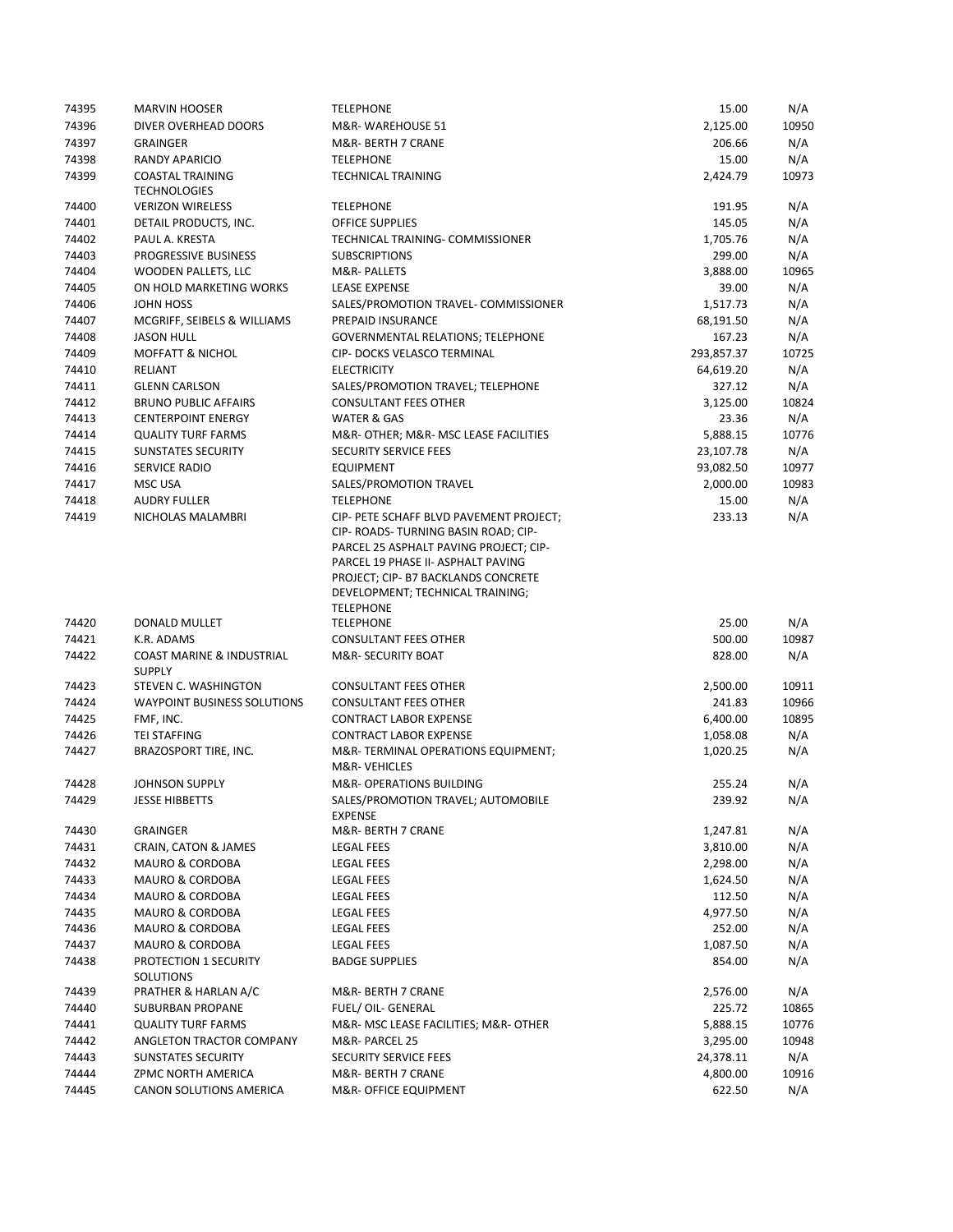| | | | | |
|---|---|---|---|---|
| 74395 | MARVIN HOOSER | TELEPHONE | 15.00 | N/A |
| 74396 | DIVER OVERHEAD DOORS | M&R- WAREHOUSE 51 | 2,125.00 | 10950 |
| 74397 | GRAINGER | M&R- BERTH 7 CRANE | 206.66 | N/A |
| 74398 | RANDY APARICIO | TELEPHONE | 15.00 | N/A |
| 74399 | COASTAL TRAINING TECHNOLOGIES | TECHNICAL TRAINING | 2,424.79 | 10973 |
| 74400 | VERIZON WIRELESS | TELEPHONE | 191.95 | N/A |
| 74401 | DETAIL PRODUCTS, INC. | OFFICE SUPPLIES | 145.05 | N/A |
| 74402 | PAUL A. KRESTA | TECHNICAL TRAINING- COMMISSIONER | 1,705.76 | N/A |
| 74403 | PROGRESSIVE BUSINESS | SUBSCRIPTIONS | 299.00 | N/A |
| 74404 | WOODEN PALLETS, LLC | M&R- PALLETS | 3,888.00 | 10965 |
| 74405 | ON HOLD MARKETING WORKS | LEASE EXPENSE | 39.00 | N/A |
| 74406 | JOHN HOSS | SALES/PROMOTION TRAVEL- COMMISSIONER | 1,517.73 | N/A |
| 74407 | MCGRIFF, SEIBELS & WILLIAMS | PREPAID INSURANCE | 68,191.50 | N/A |
| 74408 | JASON HULL | GOVERNMENTAL RELATIONS; TELEPHONE | 167.23 | N/A |
| 74409 | MOFFATT & NICHOL | CIP- DOCKS VELASCO TERMINAL | 293,857.37 | 10725 |
| 74410 | RELIANT | ELECTRICITY | 64,619.20 | N/A |
| 74411 | GLENN CARLSON | SALES/PROMOTION TRAVEL; TELEPHONE | 327.12 | N/A |
| 74412 | BRUNO PUBLIC AFFAIRS | CONSULTANT FEES OTHER | 3,125.00 | 10824 |
| 74413 | CENTERPOINT ENERGY | WATER & GAS | 23.36 | N/A |
| 74414 | QUALITY TURF FARMS | M&R- OTHER; M&R- MSC LEASE FACILITIES | 5,888.15 | 10776 |
| 74415 | SUNSTATES SECURITY | SECURITY SERVICE FEES | 23,107.78 | N/A |
| 74416 | SERVICE RADIO | EQUIPMENT | 93,082.50 | 10977 |
| 74417 | MSC USA | SALES/PROMOTION TRAVEL | 2,000.00 | 10983 |
| 74418 | AUDRY FULLER | TELEPHONE | 15.00 | N/A |
| 74419 | NICHOLAS MALAMBRI | CIP- PETE SCHAFF BLVD PAVEMENT PROJECT; CIP- ROADS- TURNING BASIN ROAD; CIP- PARCEL 25 ASPHALT PAVING PROJECT; CIP- PARCEL 19 PHASE II- ASPHALT PAVING PROJECT; CIP- B7 BACKLANDS CONCRETE DEVELOPMENT; TECHNICAL TRAINING; TELEPHONE | 233.13 | N/A |
| 74420 | DONALD MULLET | TELEPHONE | 25.00 | N/A |
| 74421 | K.R. ADAMS | CONSULTANT FEES OTHER | 500.00 | 10987 |
| 74422 | COAST MARINE & INDUSTRIAL SUPPLY | M&R- SECURITY BOAT | 828.00 | N/A |
| 74423 | STEVEN C. WASHINGTON | CONSULTANT FEES OTHER | 2,500.00 | 10911 |
| 74424 | WAYPOINT BUSINESS SOLUTIONS | CONSULTANT FEES OTHER | 241.83 | 10966 |
| 74425 | FMF, INC. | CONTRACT LABOR EXPENSE | 6,400.00 | 10895 |
| 74426 | TEI STAFFING | CONTRACT LABOR EXPENSE | 1,058.08 | N/A |
| 74427 | BRAZOSPORT TIRE, INC. | M&R- TERMINAL OPERATIONS EQUIPMENT; M&R- VEHICLES | 1,020.25 | N/A |
| 74428 | JOHNSON SUPPLY | M&R- OPERATIONS BUILDING | 255.24 | N/A |
| 74429 | JESSE HIBBETTS | SALES/PROMOTION TRAVEL; AUTOMOBILE EXPENSE | 239.92 | N/A |
| 74430 | GRAINGER | M&R- BERTH 7 CRANE | 1,247.81 | N/A |
| 74431 | CRAIN, CATON & JAMES | LEGAL FEES | 3,810.00 | N/A |
| 74432 | MAURO & CORDOBA | LEGAL FEES | 2,298.00 | N/A |
| 74433 | MAURO & CORDOBA | LEGAL FEES | 1,624.50 | N/A |
| 74434 | MAURO & CORDOBA | LEGAL FEES | 112.50 | N/A |
| 74435 | MAURO & CORDOBA | LEGAL FEES | 4,977.50 | N/A |
| 74436 | MAURO & CORDOBA | LEGAL FEES | 252.00 | N/A |
| 74437 | MAURO & CORDOBA | LEGAL FEES | 1,087.50 | N/A |
| 74438 | PROTECTION 1 SECURITY SOLUTIONS | BADGE SUPPLIES | 854.00 | N/A |
| 74439 | PRATHER & HARLAN A/C | M&R- BERTH 7 CRANE | 2,576.00 | N/A |
| 74440 | SUBURBAN PROPANE | FUEL/ OIL- GENERAL | 225.72 | 10865 |
| 74441 | QUALITY TURF FARMS | M&R- MSC LEASE FACILITIES; M&R- OTHER | 5,888.15 | 10776 |
| 74442 | ANGLETON TRACTOR COMPANY | M&R- PARCEL 25 | 3,295.00 | 10948 |
| 74443 | SUNSTATES SECURITY | SECURITY SERVICE FEES | 24,378.11 | N/A |
| 74444 | ZPMC NORTH AMERICA | M&R- BERTH 7 CRANE | 4,800.00 | 10916 |
| 74445 | CANON SOLUTIONS AMERICA | M&R- OFFICE EQUIPMENT | 622.50 | N/A |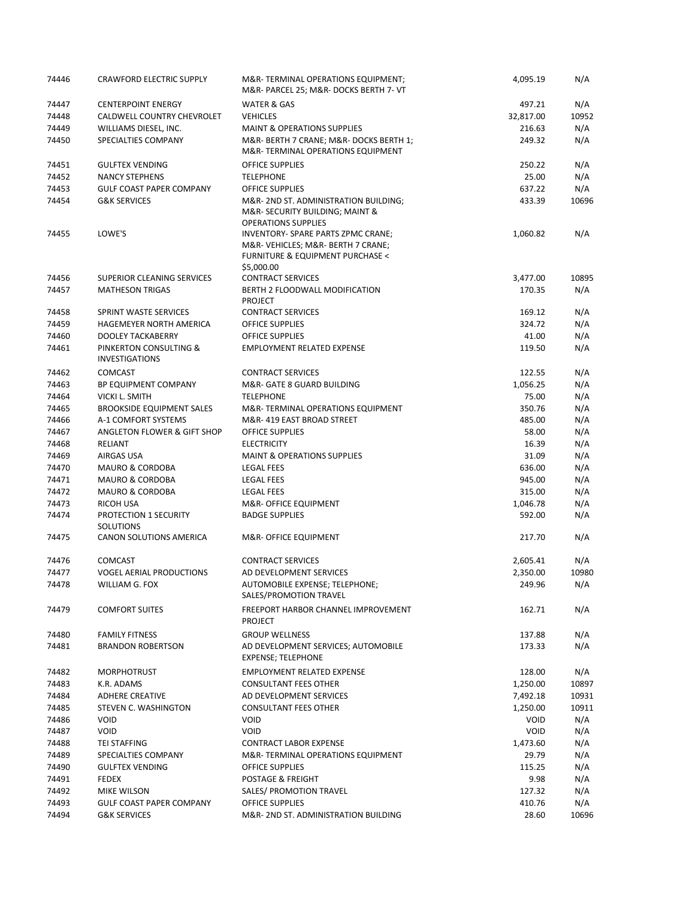| | | | | |
|---|---|---|---|---|
| 74446 | CRAWFORD ELECTRIC SUPPLY | M&R- TERMINAL OPERATIONS EQUIPMENT; M&R- PARCEL 25; M&R- DOCKS BERTH 7- VT | 4,095.19 | N/A |
| 74447 | CENTERPOINT ENERGY | WATER & GAS | 497.21 | N/A |
| 74448 | CALDWELL COUNTRY CHEVROLET | VEHICLES | 32,817.00 | 10952 |
| 74449 | WILLIAMS DIESEL, INC. | MAINT & OPERATIONS SUPPLIES | 216.63 | N/A |
| 74450 | SPECIALTIES COMPANY | M&R- BERTH 7 CRANE; M&R- DOCKS BERTH 1; M&R- TERMINAL OPERATIONS EQUIPMENT | 249.32 | N/A |
| 74451 | GULFTEX VENDING | OFFICE SUPPLIES | 250.22 | N/A |
| 74452 | NANCY STEPHENS | TELEPHONE | 25.00 | N/A |
| 74453 | GULF COAST PAPER COMPANY | OFFICE SUPPLIES | 637.22 | N/A |
| 74454 | G&K SERVICES | M&R- 2ND ST. ADMINISTRATION BUILDING; M&R- SECURITY BUILDING; MAINT & OPERATIONS SUPPLIES | 433.39 | 10696 |
| 74455 | LOWE'S | INVENTORY- SPARE PARTS ZPMC CRANE; M&R- VEHICLES; M&R- BERTH 7 CRANE; FURNITURE & EQUIPMENT PURCHASE < $5,000.00 | 1,060.82 | N/A |
| 74456 | SUPERIOR CLEANING SERVICES | CONTRACT SERVICES | 3,477.00 | 10895 |
| 74457 | MATHESON TRIGAS | BERTH 2 FLOODWALL MODIFICATION PROJECT | 170.35 | N/A |
| 74458 | SPRINT WASTE SERVICES | CONTRACT SERVICES | 169.12 | N/A |
| 74459 | HAGEMEYER NORTH AMERICA | OFFICE SUPPLIES | 324.72 | N/A |
| 74460 | DOOLEY TACKABERRY | OFFICE SUPPLIES | 41.00 | N/A |
| 74461 | PINKERTON CONSULTING & INVESTIGATIONS | EMPLOYMENT RELATED EXPENSE | 119.50 | N/A |
| 74462 | COMCAST | CONTRACT SERVICES | 122.55 | N/A |
| 74463 | BP EQUIPMENT COMPANY | M&R- GATE 8 GUARD BUILDING | 1,056.25 | N/A |
| 74464 | VICKI L. SMITH | TELEPHONE | 75.00 | N/A |
| 74465 | BROOKSIDE EQUIPMENT SALES | M&R- TERMINAL OPERATIONS EQUIPMENT | 350.76 | N/A |
| 74466 | A-1 COMFORT SYSTEMS | M&R- 419 EAST BROAD STREET | 485.00 | N/A |
| 74467 | ANGLETON FLOWER & GIFT SHOP | OFFICE SUPPLIES | 58.00 | N/A |
| 74468 | RELIANT | ELECTRICITY | 16.39 | N/A |
| 74469 | AIRGAS USA | MAINT & OPERATIONS SUPPLIES | 31.09 | N/A |
| 74470 | MAURO & CORDOBA | LEGAL FEES | 636.00 | N/A |
| 74471 | MAURO & CORDOBA | LEGAL FEES | 945.00 | N/A |
| 74472 | MAURO & CORDOBA | LEGAL FEES | 315.00 | N/A |
| 74473 | RICOH USA | M&R- OFFICE EQUIPMENT | 1,046.78 | N/A |
| 74474 | PROTECTION 1 SECURITY SOLUTIONS | BADGE SUPPLIES | 592.00 | N/A |
| 74475 | CANON SOLUTIONS AMERICA | M&R- OFFICE EQUIPMENT | 217.70 | N/A |
| 74476 | COMCAST | CONTRACT SERVICES | 2,605.41 | N/A |
| 74477 | VOGEL AERIAL PRODUCTIONS | AD DEVELOPMENT SERVICES | 2,350.00 | 10980 |
| 74478 | WILLIAM G. FOX | AUTOMOBILE EXPENSE; TELEPHONE; SALES/PROMOTION TRAVEL | 249.96 | N/A |
| 74479 | COMFORT SUITES | FREEPORT HARBOR CHANNEL IMPROVEMENT PROJECT | 162.71 | N/A |
| 74480 | FAMILY FITNESS | GROUP WELLNESS | 137.88 | N/A |
| 74481 | BRANDON ROBERTSON | AD DEVELOPMENT SERVICES; AUTOMOBILE EXPENSE; TELEPHONE | 173.33 | N/A |
| 74482 | MORPHOTRUST | EMPLOYMENT RELATED EXPENSE | 128.00 | N/A |
| 74483 | K.R. ADAMS | CONSULTANT FEES OTHER | 1,250.00 | 10897 |
| 74484 | ADHERE CREATIVE | AD DEVELOPMENT SERVICES | 7,492.18 | 10931 |
| 74485 | STEVEN C. WASHINGTON | CONSULTANT FEES OTHER | 1,250.00 | 10911 |
| 74486 | VOID | VOID | VOID | N/A |
| 74487 | VOID | VOID | VOID | N/A |
| 74488 | TEI STAFFING | CONTRACT LABOR EXPENSE | 1,473.60 | N/A |
| 74489 | SPECIALTIES COMPANY | M&R- TERMINAL OPERATIONS EQUIPMENT | 29.79 | N/A |
| 74490 | GULFTEX VENDING | OFFICE SUPPLIES | 115.25 | N/A |
| 74491 | FEDEX | POSTAGE & FREIGHT | 9.98 | N/A |
| 74492 | MIKE WILSON | SALES/ PROMOTION TRAVEL | 127.32 | N/A |
| 74493 | GULF COAST PAPER COMPANY | OFFICE SUPPLIES | 410.76 | N/A |
| 74494 | G&K SERVICES | M&R- 2ND ST. ADMINISTRATION BUILDING | 28.60 | 10696 |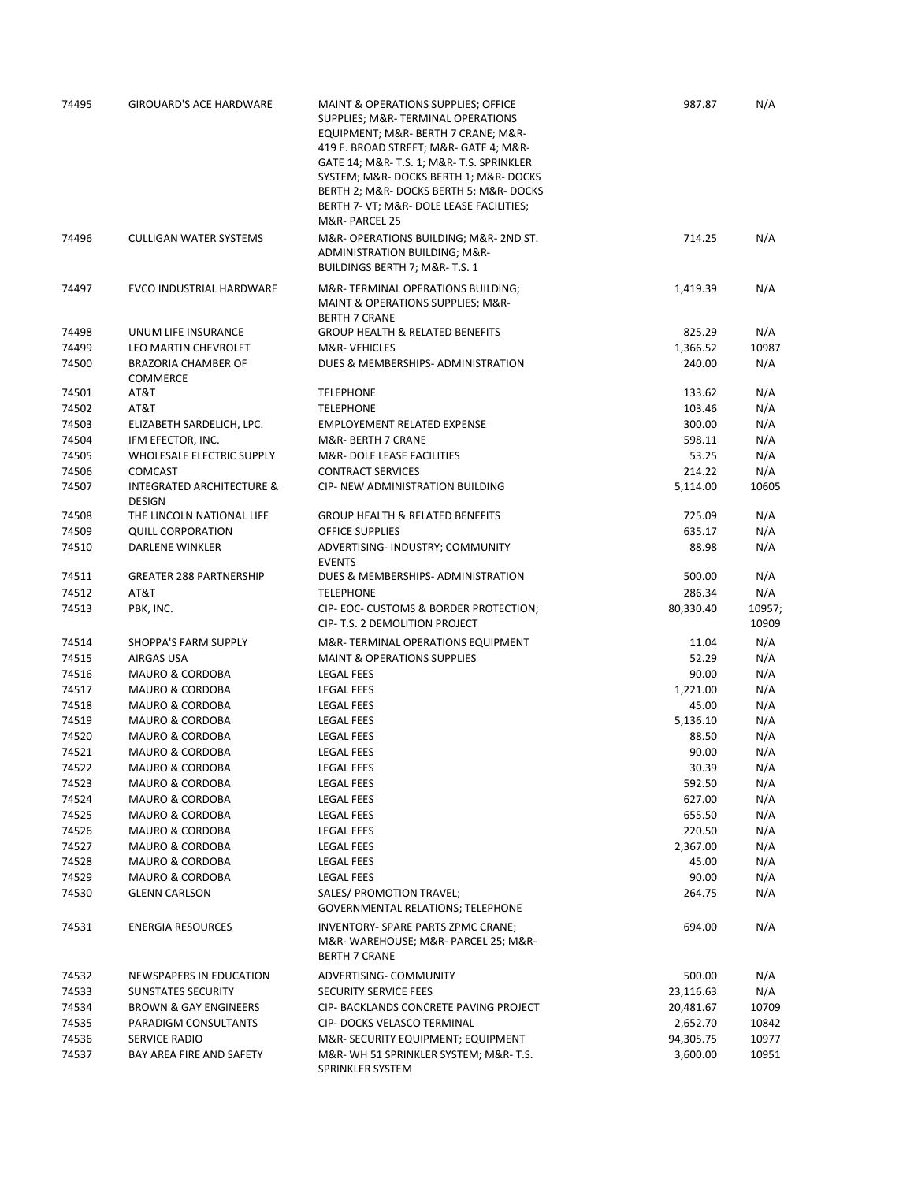| | | | | |
|---|---|---|---|---|
| 74495 | GIROUARD'S ACE HARDWARE | MAINT & OPERATIONS SUPPLIES; OFFICE SUPPLIES; M&R- TERMINAL OPERATIONS EQUIPMENT; M&R- BERTH 7 CRANE; M&R- 419 E. BROAD STREET; M&R- GATE 4; M&R- GATE 14; M&R- T.S. 1; M&R- T.S. SPRINKLER SYSTEM; M&R- DOCKS BERTH 1; M&R- DOCKS BERTH 2; M&R- DOCKS BERTH 5; M&R- DOCKS BERTH 7- VT; M&R- DOLE LEASE FACILITIES; M&R- PARCEL 25 | 987.87 | N/A |
| 74496 | CULLIGAN WATER SYSTEMS | M&R- OPERATIONS BUILDING; M&R- 2ND ST. ADMINISTRATION BUILDING; M&R- BUILDINGS BERTH 7; M&R- T.S. 1 | 714.25 | N/A |
| 74497 | EVCO INDUSTRIAL HARDWARE | M&R- TERMINAL OPERATIONS BUILDING; MAINT & OPERATIONS SUPPLIES; M&R- BERTH 7 CRANE | 1,419.39 | N/A |
| 74498 | UNUM LIFE INSURANCE | GROUP HEALTH & RELATED BENEFITS | 825.29 | N/A |
| 74499 | LEO MARTIN CHEVROLET | M&R- VEHICLES | 1,366.52 | 10987 |
| 74500 | BRAZORIA CHAMBER OF COMMERCE | DUES & MEMBERSHIPS- ADMINISTRATION | 240.00 | N/A |
| 74501 | AT&T | TELEPHONE | 133.62 | N/A |
| 74502 | AT&T | TELEPHONE | 103.46 | N/A |
| 74503 | ELIZABETH SARDELICH, LPC. | EMPLOYEMENT RELATED EXPENSE | 300.00 | N/A |
| 74504 | IFM EFECTOR, INC. | M&R- BERTH 7 CRANE | 598.11 | N/A |
| 74505 | WHOLESALE ELECTRIC SUPPLY | M&R- DOLE LEASE FACILITIES | 53.25 | N/A |
| 74506 | COMCAST | CONTRACT SERVICES | 214.22 | N/A |
| 74507 | INTEGRATED ARCHITECTURE & DESIGN | CIP- NEW ADMINISTRATION BUILDING | 5,114.00 | 10605 |
| 74508 | THE LINCOLN NATIONAL LIFE | GROUP HEALTH & RELATED BENEFITS | 725.09 | N/A |
| 74509 | QUILL CORPORATION | OFFICE SUPPLIES | 635.17 | N/A |
| 74510 | DARLENE WINKLER | ADVERTISING- INDUSTRY; COMMUNITY EVENTS | 88.98 | N/A |
| 74511 | GREATER 288 PARTNERSHIP | DUES & MEMBERSHIPS- ADMINISTRATION | 500.00 | N/A |
| 74512 | AT&T | TELEPHONE | 286.34 | N/A |
| 74513 | PBK, INC. | CIP- EOC- CUSTOMS & BORDER PROTECTION; CIP- T.S. 2 DEMOLITION PROJECT | 80,330.40 | 10957; 10909 |
| 74514 | SHOPPA'S FARM SUPPLY | M&R- TERMINAL OPERATIONS EQUIPMENT | 11.04 | N/A |
| 74515 | AIRGAS USA | MAINT & OPERATIONS SUPPLIES | 52.29 | N/A |
| 74516 | MAURO & CORDOBA | LEGAL FEES | 90.00 | N/A |
| 74517 | MAURO & CORDOBA | LEGAL FEES | 1,221.00 | N/A |
| 74518 | MAURO & CORDOBA | LEGAL FEES | 45.00 | N/A |
| 74519 | MAURO & CORDOBA | LEGAL FEES | 5,136.10 | N/A |
| 74520 | MAURO & CORDOBA | LEGAL FEES | 88.50 | N/A |
| 74521 | MAURO & CORDOBA | LEGAL FEES | 90.00 | N/A |
| 74522 | MAURO & CORDOBA | LEGAL FEES | 30.39 | N/A |
| 74523 | MAURO & CORDOBA | LEGAL FEES | 592.50 | N/A |
| 74524 | MAURO & CORDOBA | LEGAL FEES | 627.00 | N/A |
| 74525 | MAURO & CORDOBA | LEGAL FEES | 655.50 | N/A |
| 74526 | MAURO & CORDOBA | LEGAL FEES | 220.50 | N/A |
| 74527 | MAURO & CORDOBA | LEGAL FEES | 2,367.00 | N/A |
| 74528 | MAURO & CORDOBA | LEGAL FEES | 45.00 | N/A |
| 74529 | MAURO & CORDOBA | LEGAL FEES | 90.00 | N/A |
| 74530 | GLENN CARLSON | SALES/ PROMOTION TRAVEL; GOVERNMENTAL RELATIONS; TELEPHONE | 264.75 | N/A |
| 74531 | ENERGIA RESOURCES | INVENTORY- SPARE PARTS ZPMC CRANE; M&R- WAREHOUSE; M&R- PARCEL 25; M&R- BERTH 7 CRANE | 694.00 | N/A |
| 74532 | NEWSPAPERS IN EDUCATION | ADVERTISING- COMMUNITY | 500.00 | N/A |
| 74533 | SUNSTATES SECURITY | SECURITY SERVICE FEES | 23,116.63 | N/A |
| 74534 | BROWN & GAY ENGINEERS | CIP- BACKLANDS CONCRETE PAVING PROJECT | 20,481.67 | 10709 |
| 74535 | PARADIGM CONSULTANTS | CIP- DOCKS VELASCO TERMINAL | 2,652.70 | 10842 |
| 74536 | SERVICE RADIO | M&R- SECURITY EQUIPMENT; EQUIPMENT | 94,305.75 | 10977 |
| 74537 | BAY AREA FIRE AND SAFETY | M&R- WH 51 SPRINKLER SYSTEM; M&R- T.S. SPRINKLER SYSTEM | 3,600.00 | 10951 |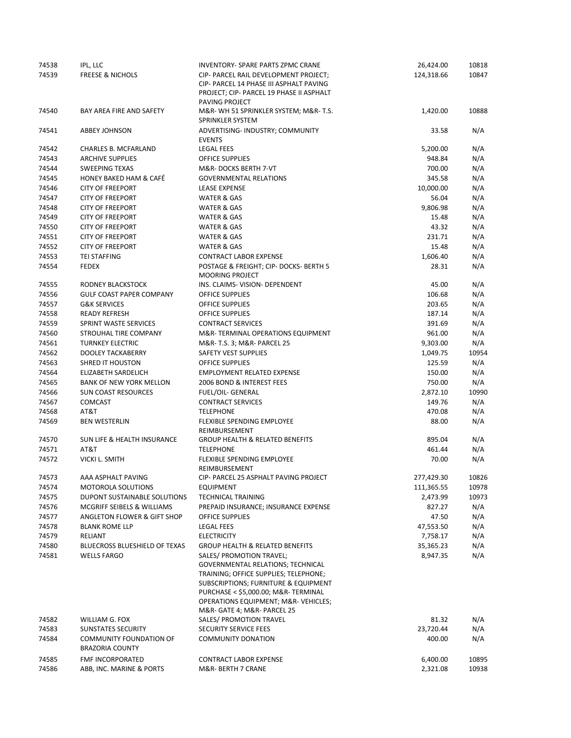| | | | | |
|---|---|---|---|---|
| 74538 | IPL, LLC | INVENTORY- SPARE PARTS ZPMC CRANE | 26,424.00 | 10818 |
| 74539 | FREESE & NICHOLS | CIP- PARCEL RAIL DEVELOPMENT PROJECT; CIP- PARCEL 14 PHASE III ASPHALT PAVING PROJECT; CIP- PARCEL 19 PHASE II ASPHALT PAVING PROJECT | 124,318.66 | 10847 |
| 74540 | BAY AREA FIRE AND SAFETY | M&R- WH 51 SPRINKLER SYSTEM; M&R- T.S. SPRINKLER SYSTEM | 1,420.00 | 10888 |
| 74541 | ABBEY JOHNSON | ADVERTISING- INDUSTRY; COMMUNITY EVENTS | 33.58 | N/A |
| 74542 | CHARLES B. MCFARLAND | LEGAL FEES | 5,200.00 | N/A |
| 74543 | ARCHIVE SUPPLIES | OFFICE SUPPLIES | 948.84 | N/A |
| 74544 | SWEEPING TEXAS | M&R- DOCKS BERTH 7-VT | 700.00 | N/A |
| 74545 | HONEY BAKED HAM & CAFÉ | GOVERNMENTAL RELATIONS | 345.58 | N/A |
| 74546 | CITY OF FREEPORT | LEASE EXPENSE | 10,000.00 | N/A |
| 74547 | CITY OF FREEPORT | WATER & GAS | 56.04 | N/A |
| 74548 | CITY OF FREEPORT | WATER & GAS | 9,806.98 | N/A |
| 74549 | CITY OF FREEPORT | WATER & GAS | 15.48 | N/A |
| 74550 | CITY OF FREEPORT | WATER & GAS | 43.32 | N/A |
| 74551 | CITY OF FREEPORT | WATER & GAS | 231.71 | N/A |
| 74552 | CITY OF FREEPORT | WATER & GAS | 15.48 | N/A |
| 74553 | TEI STAFFING | CONTRACT LABOR EXPENSE | 1,606.40 | N/A |
| 74554 | FEDEX | POSTAGE & FREIGHT; CIP- DOCKS- BERTH 5 MOORING PROJECT | 28.31 | N/A |
| 74555 | RODNEY BLACKSTOCK | INS. CLAIMS- VISION- DEPENDENT | 45.00 | N/A |
| 74556 | GULF COAST PAPER COMPANY | OFFICE SUPPLIES | 106.68 | N/A |
| 74557 | G&K SERVICES | OFFICE SUPPLIES | 203.65 | N/A |
| 74558 | READY REFRESH | OFFICE SUPPLIES | 187.14 | N/A |
| 74559 | SPRINT WASTE SERVICES | CONTRACT SERVICES | 391.69 | N/A |
| 74560 | STROUHAL TIRE COMPANY | M&R- TERMINAL OPERATIONS EQUIPMENT | 961.00 | N/A |
| 74561 | TURNKEY ELECTRIC | M&R- T.S. 3; M&R- PARCEL 25 | 9,303.00 | N/A |
| 74562 | DOOLEY TACKABERRY | SAFETY VEST SUPPLIES | 1,049.75 | 10954 |
| 74563 | SHRED IT HOUSTON | OFFICE SUPPLIES | 125.59 | N/A |
| 74564 | ELIZABETH SARDELICH | EMPLOYMENT RELATED EXPENSE | 150.00 | N/A |
| 74565 | BANK OF NEW YORK MELLON | 2006 BOND & INTEREST FEES | 750.00 | N/A |
| 74566 | SUN COAST RESOURCES | FUEL/OIL- GENERAL | 2,872.10 | 10990 |
| 74567 | COMCAST | CONTRACT SERVICES | 149.76 | N/A |
| 74568 | AT&T | TELEPHONE | 470.08 | N/A |
| 74569 | BEN WESTERLIN | FLEXIBLE SPENDING EMPLOYEE REIMBURSEMENT | 88.00 | N/A |
| 74570 | SUN LIFE & HEALTH INSURANCE | GROUP HEALTH & RELATED BENEFITS | 895.04 | N/A |
| 74571 | AT&T | TELEPHONE | 461.44 | N/A |
| 74572 | VICKI L. SMITH | FLEXIBLE SPENDING EMPLOYEE REIMBURSEMENT | 70.00 | N/A |
| 74573 | AAA ASPHALT PAVING | CIP- PARCEL 25 ASPHALT PAVING PROJECT | 277,429.30 | 10826 |
| 74574 | MOTOROLA SOLUTIONS | EQUIPMENT | 111,365.55 | 10978 |
| 74575 | DUPONT SUSTAINABLE SOLUTIONS | TECHNICAL TRAINING | 2,473.99 | 10973 |
| 74576 | MCGRIFF SEIBELS & WILLIAMS | PREPAID INSURANCE; INSURANCE EXPENSE | 827.27 | N/A |
| 74577 | ANGLETON FLOWER & GIFT SHOP | OFFICE SUPPLIES | 47.50 | N/A |
| 74578 | BLANK ROME LLP | LEGAL FEES | 47,553.50 | N/A |
| 74579 | RELIANT | ELECTRICITY | 7,758.17 | N/A |
| 74580 | BLUECROSS BLUESHIELD OF TEXAS | GROUP HEALTH & RELATED BENEFITS | 35,365.23 | N/A |
| 74581 | WELLS FARGO | SALES/ PROMOTION TRAVEL; GOVERNMENTAL RELATIONS; TECHNICAL TRAINING; OFFICE SUPPLIES; TELEPHONE; SUBSCRIPTIONS; FURNITURE & EQUIPMENT PURCHASE < $5,000.00; M&R- TERMINAL OPERATIONS EQUIPMENT; M&R- VEHICLES; M&R- GATE 4; M&R- PARCEL 25 | 8,947.35 | N/A |
| 74582 | WILLIAM G. FOX | SALES/ PROMOTION TRAVEL | 81.32 | N/A |
| 74583 | SUNSTATES SECURITY | SECURITY SERVICE FEES | 23,720.44 | N/A |
| 74584 | COMMUNITY FOUNDATION OF BRAZORIA COUNTY | COMMUNITY DONATION | 400.00 | N/A |
| 74585 | FMF INCORPORATED | CONTRACT LABOR EXPENSE | 6,400.00 | 10895 |
| 74586 | ABB, INC. MARINE & PORTS | M&R- BERTH 7 CRANE | 2,321.08 | 10938 |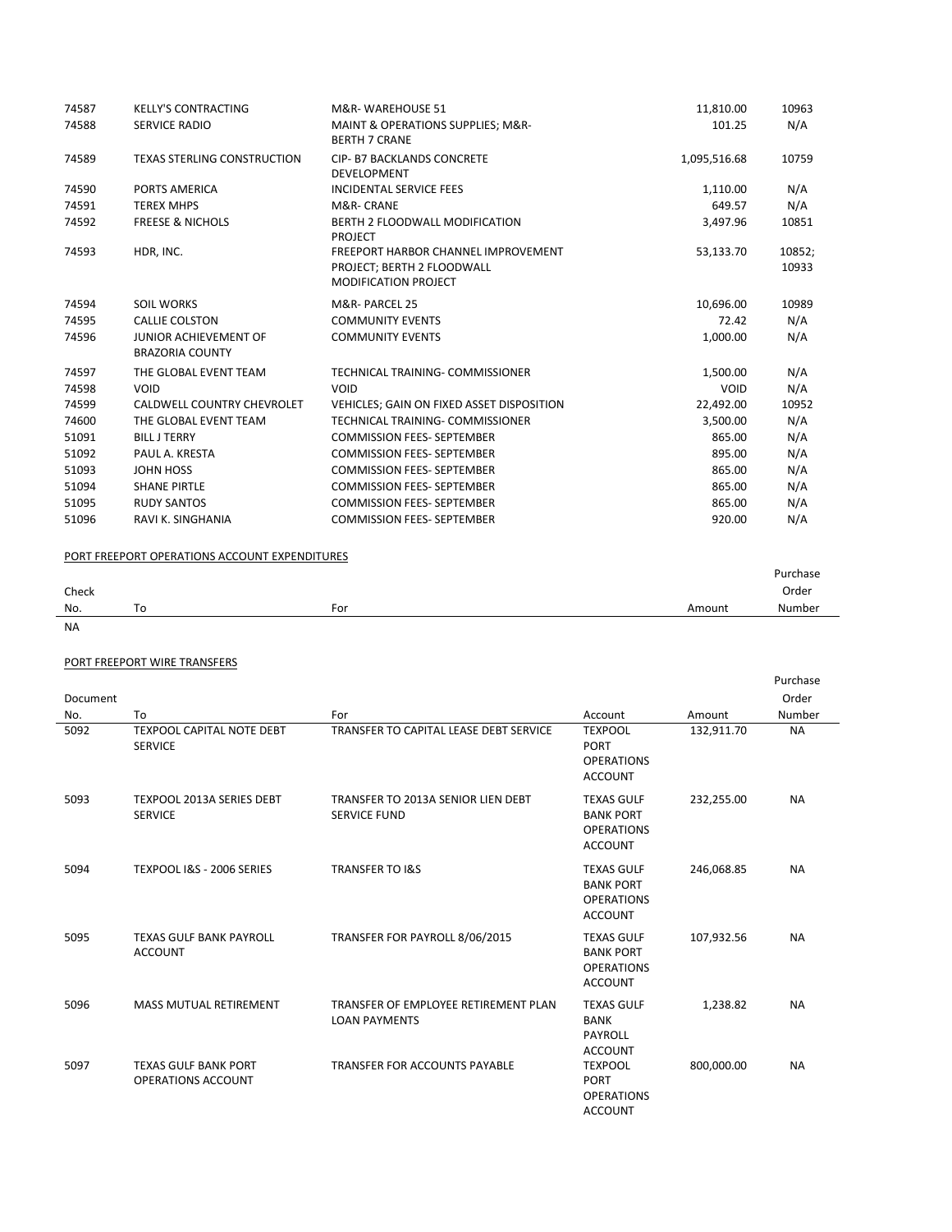| | | | | |
|---|---|---|---|---|
| 74587 | KELLY'S CONTRACTING | M&R- WAREHOUSE 51 | 11,810.00 | 10963 |
| 74588 | SERVICE RADIO | MAINT & OPERATIONS SUPPLIES; M&R- BERTH 7 CRANE | 101.25 | N/A |
| 74589 | TEXAS STERLING CONSTRUCTION | CIP- B7 BACKLANDS CONCRETE DEVELOPMENT | 1,095,516.68 | 10759 |
| 74590 | PORTS AMERICA | INCIDENTAL SERVICE FEES | 1,110.00 | N/A |
| 74591 | TEREX MHPS | M&R- CRANE | 649.57 | N/A |
| 74592 | FREESE & NICHOLS | BERTH 2 FLOODWALL MODIFICATION PROJECT | 3,497.96 | 10851 |
| 74593 | HDR, INC. | FREEPORT HARBOR CHANNEL IMPROVEMENT PROJECT; BERTH 2 FLOODWALL MODIFICATION PROJECT | 53,133.70 | 10852; 10933 |
| 74594 | SOIL WORKS | M&R- PARCEL 25 | 10,696.00 | 10989 |
| 74595 | CALLIE COLSTON | COMMUNITY EVENTS | 72.42 | N/A |
| 74596 | JUNIOR ACHIEVEMENT OF BRAZORIA COUNTY | COMMUNITY EVENTS | 1,000.00 | N/A |
| 74597 | THE GLOBAL EVENT TEAM | TECHNICAL TRAINING- COMMISSIONER | 1,500.00 | N/A |
| 74598 | VOID | VOID | VOID | N/A |
| 74599 | CALDWELL COUNTRY CHEVROLET | VEHICLES; GAIN ON FIXED ASSET DISPOSITION | 22,492.00 | 10952 |
| 74600 | THE GLOBAL EVENT TEAM | TECHNICAL TRAINING- COMMISSIONER | 3,500.00 | N/A |
| 51091 | BILL J TERRY | COMMISSION FEES- SEPTEMBER | 865.00 | N/A |
| 51092 | PAUL A. KRESTA | COMMISSION FEES- SEPTEMBER | 895.00 | N/A |
| 51093 | JOHN HOSS | COMMISSION FEES- SEPTEMBER | 865.00 | N/A |
| 51094 | SHANE PIRTLE | COMMISSION FEES- SEPTEMBER | 865.00 | N/A |
| 51095 | RUDY SANTOS | COMMISSION FEES- SEPTEMBER | 865.00 | N/A |
| 51096 | RAVI K. SINGHANIA | COMMISSION FEES- SEPTEMBER | 920.00 | N/A |

PORT FREEPORT OPERATIONS ACCOUNT EXPENDITURES

| Check No. | To | For | Amount | Purchase Order Number |
|---|---|---|---|---|
| NA | | | | |

PORT FREEPORT WIRE TRANSFERS

| Document No. | To | For | Account | Amount | Purchase Order Number |
|---|---|---|---|---|---|
| 5092 | TEXPOOL CAPITAL NOTE DEBT SERVICE | TRANSFER TO CAPITAL LEASE DEBT SERVICE | TEXPOOL PORT OPERATIONS ACCOUNT | 132,911.70 | NA |
| 5093 | TEXPOOL 2013A SERIES DEBT SERVICE | TRANSFER TO 2013A SENIOR LIEN DEBT SERVICE FUND | TEXAS GULF BANK PORT OPERATIONS ACCOUNT | 232,255.00 | NA |
| 5094 | TEXPOOL I&S - 2006 SERIES | TRANSFER TO I&S | TEXAS GULF BANK PORT OPERATIONS ACCOUNT | 246,068.85 | NA |
| 5095 | TEXAS GULF BANK PAYROLL ACCOUNT | TRANSFER FOR PAYROLL 8/06/2015 | TEXAS GULF BANK PORT OPERATIONS ACCOUNT | 107,932.56 | NA |
| 5096 | MASS MUTUAL RETIREMENT | TRANSFER OF EMPLOYEE RETIREMENT PLAN LOAN PAYMENTS | TEXAS GULF BANK PAYROLL ACCOUNT | 1,238.82 | NA |
| 5097 | TEXAS GULF BANK PORT OPERATIONS ACCOUNT | TRANSFER FOR ACCOUNTS PAYABLE | TEXPOOL PORT OPERATIONS ACCOUNT | 800,000.00 | NA |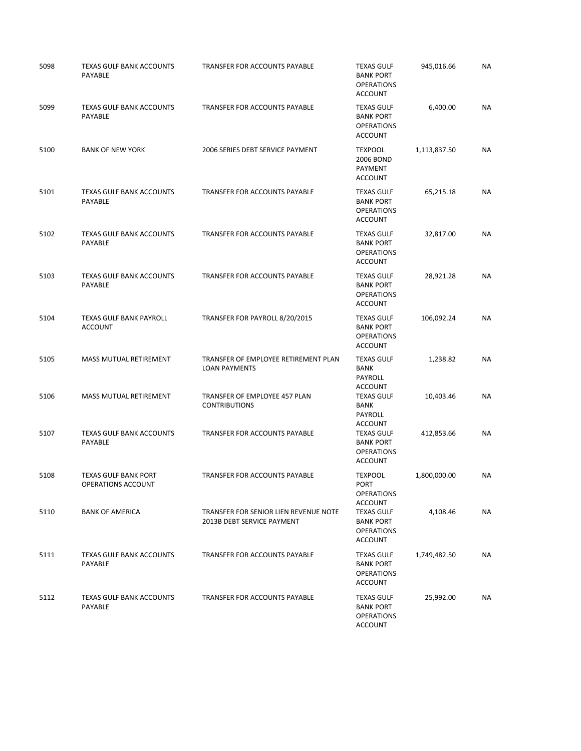| | | | | | |
|---|---|---|---|---|---|
| 5098 | TEXAS GULF BANK ACCOUNTS PAYABLE | TRANSFER FOR ACCOUNTS PAYABLE | TEXAS GULF BANK PORT OPERATIONS ACCOUNT | 945,016.66 | NA |
| 5099 | TEXAS GULF BANK ACCOUNTS PAYABLE | TRANSFER FOR ACCOUNTS PAYABLE | TEXAS GULF BANK PORT OPERATIONS ACCOUNT | 6,400.00 | NA |
| 5100 | BANK OF NEW YORK | 2006 SERIES DEBT SERVICE PAYMENT | TEXPOOL 2006 BOND PAYMENT ACCOUNT | 1,113,837.50 | NA |
| 5101 | TEXAS GULF BANK ACCOUNTS PAYABLE | TRANSFER FOR ACCOUNTS PAYABLE | TEXAS GULF BANK PORT OPERATIONS ACCOUNT | 65,215.18 | NA |
| 5102 | TEXAS GULF BANK ACCOUNTS PAYABLE | TRANSFER FOR ACCOUNTS PAYABLE | TEXAS GULF BANK PORT OPERATIONS ACCOUNT | 32,817.00 | NA |
| 5103 | TEXAS GULF BANK ACCOUNTS PAYABLE | TRANSFER FOR ACCOUNTS PAYABLE | TEXAS GULF BANK PORT OPERATIONS ACCOUNT | 28,921.28 | NA |
| 5104 | TEXAS GULF BANK PAYROLL ACCOUNT | TRANSFER FOR PAYROLL 8/20/2015 | TEXAS GULF BANK PORT OPERATIONS ACCOUNT | 106,092.24 | NA |
| 5105 | MASS MUTUAL RETIREMENT | TRANSFER OF EMPLOYEE RETIREMENT PLAN LOAN PAYMENTS | TEXAS GULF BANK PAYROLL ACCOUNT | 1,238.82 | NA |
| 5106 | MASS MUTUAL RETIREMENT | TRANSFER OF EMPLOYEE 457 PLAN CONTRIBUTIONS | TEXAS GULF BANK PAYROLL ACCOUNT | 10,403.46 | NA |
| 5107 | TEXAS GULF BANK ACCOUNTS PAYABLE | TRANSFER FOR ACCOUNTS PAYABLE | TEXAS GULF BANK PORT OPERATIONS ACCOUNT | 412,853.66 | NA |
| 5108 | TEXAS GULF BANK PORT OPERATIONS ACCOUNT | TRANSFER FOR ACCOUNTS PAYABLE | TEXPOOL PORT OPERATIONS ACCOUNT | 1,800,000.00 | NA |
| 5110 | BANK OF AMERICA | TRANSFER FOR SENIOR LIEN REVENUE NOTE 2013B DEBT SERVICE PAYMENT | TEXAS GULF BANK PORT OPERATIONS ACCOUNT | 4,108.46 | NA |
| 5111 | TEXAS GULF BANK ACCOUNTS PAYABLE | TRANSFER FOR ACCOUNTS PAYABLE | TEXAS GULF BANK PORT OPERATIONS ACCOUNT | 1,749,482.50 | NA |
| 5112 | TEXAS GULF BANK ACCOUNTS PAYABLE | TRANSFER FOR ACCOUNTS PAYABLE | TEXAS GULF BANK PORT OPERATIONS ACCOUNT | 25,992.00 | NA |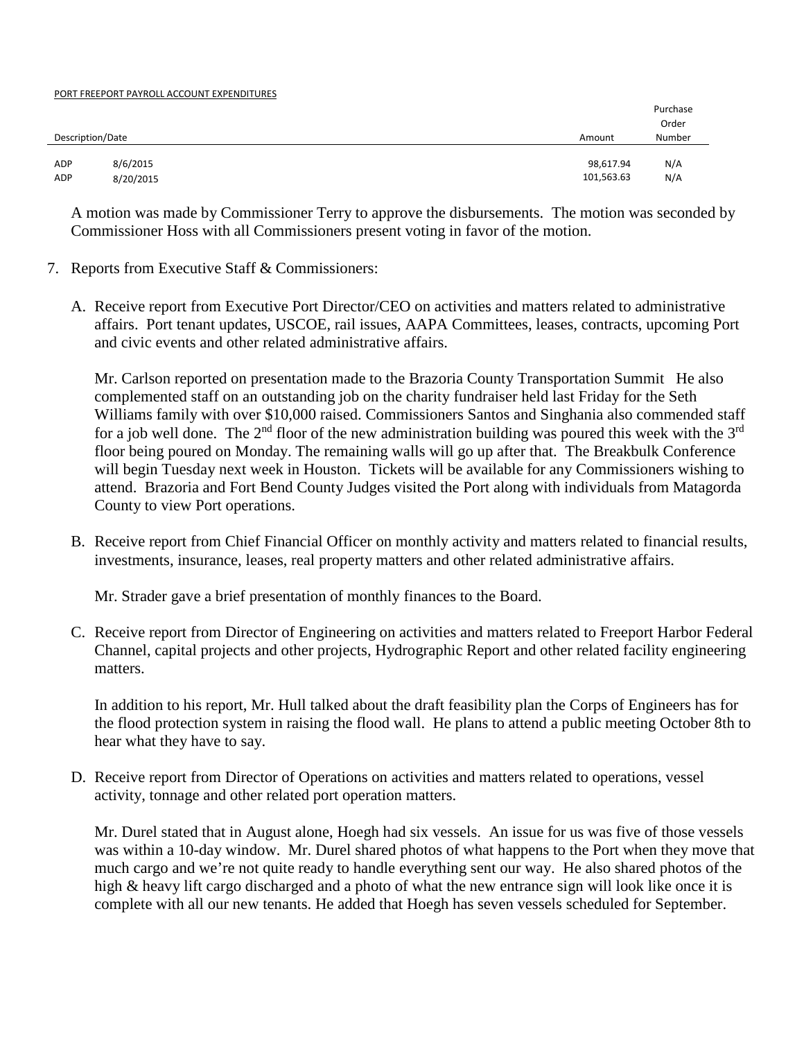PORT FREEPORT PAYROLL ACCOUNT EXPENDITURES

| Description/Date | | Amount | Purchase Order Number |
|---|---|---|---|
| ADP | 8/6/2015 | 98,617.94 | N/A |
| ADP | 8/20/2015 | 101,563.63 | N/A |

A motion was made by Commissioner Terry to approve the disbursements. The motion was seconded by Commissioner Hoss with all Commissioners present voting in favor of the motion.

7. Reports from Executive Staff & Commissioners:

   A. Receive report from Executive Port Director/CEO on activities and matters related to administrative affairs. Port tenant updates, USCOE, rail issues, AAPA Committees, leases, contracts, upcoming Port and civic events and other related administrative affairs.

      Mr. Carlson reported on presentation made to the Brazoria County Transportation Summit He also complemented staff on an outstanding job on the charity fundraiser held last Friday for the Seth Williams family with over $10,000 raised. Commissioners Santos and Singhania also commended staff for a job well done. The 2nd floor of the new administration building was poured this week with the 3rd floor being poured on Monday. The remaining walls will go up after that. The Breakbulk Conference will begin Tuesday next week in Houston. Tickets will be available for any Commissioners wishing to attend. Brazoria and Fort Bend County Judges visited the Port along with individuals from Matagorda County to view Port operations.

   B. Receive report from Chief Financial Officer on monthly activity and matters related to financial results, investments, insurance, leases, real property matters and other related administrative affairs.

      Mr. Strader gave a brief presentation of monthly finances to the Board.

   C. Receive report from Director of Engineering on activities and matters related to Freeport Harbor Federal Channel, capital projects and other projects, Hydrographic Report and other related facility engineering matters.

      In addition to his report, Mr. Hull talked about the draft feasibility plan the Corps of Engineers has for the flood protection system in raising the flood wall. He plans to attend a public meeting October 8th to hear what they have to say.

   D. Receive report from Director of Operations on activities and matters related to operations, vessel activity, tonnage and other related port operation matters.

      Mr. Durel stated that in August alone, Hoegh had six vessels. An issue for us was five of those vessels was within a 10-day window. Mr. Durel shared photos of what happens to the Port when they move that much cargo and we're not quite ready to handle everything sent our way. He also shared photos of the high & heavy lift cargo discharged and a photo of what the new entrance sign will look like once it is complete with all our new tenants. He added that Hoegh has seven vessels scheduled for September.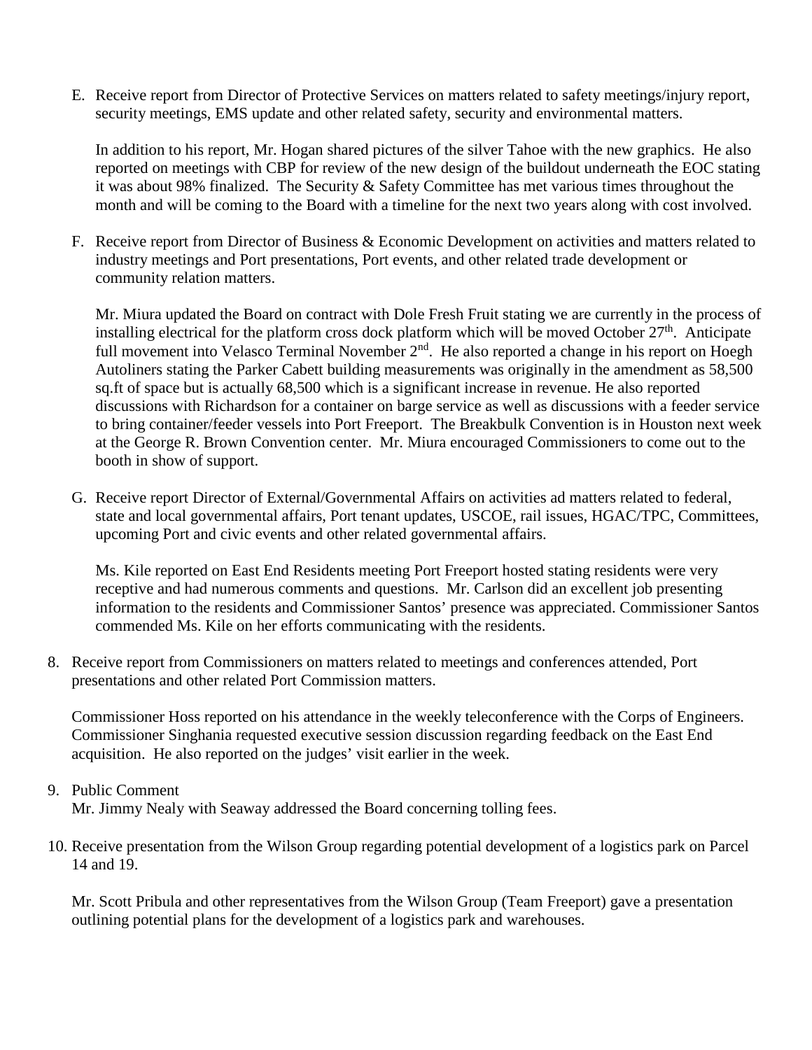E. Receive report from Director of Protective Services on matters related to safety meetings/injury report, security meetings, EMS update and other related safety, security and environmental matters.

   In addition to his report, Mr. Hogan shared pictures of the silver Tahoe with the new graphics. He also reported on meetings with CBP for review of the new design of the buildout underneath the EOC stating it was about 98% finalized. The Security & Safety Committee has met various times throughout the month and will be coming to the Board with a timeline for the next two years along with cost involved.

F. Receive report from Director of Business & Economic Development on activities and matters related to industry meetings and Port presentations, Port events, and other related trade development or community relation matters.

   Mr. Miura updated the Board on contract with Dole Fresh Fruit stating we are currently in the process of installing electrical for the platform cross dock platform which will be moved October 27th. Anticipate full movement into Velasco Terminal November 2nd. He also reported a change in his report on Hoegh Autoliners stating the Parker Cabett building measurements was originally in the amendment as 58,500 sq.ft of space but is actually 68,500 which is a significant increase in revenue. He also reported discussions with Richardson for a container on barge service as well as discussions with a feeder service to bring container/feeder vessels into Port Freeport. The Breakbulk Convention is in Houston next week at the George R. Brown Convention center. Mr. Miura encouraged Commissioners to come out to the booth in show of support.

G. Receive report Director of External/Governmental Affairs on activities ad matters related to federal, state and local governmental affairs, Port tenant updates, USCOE, rail issues, HGAC/TPC, Committees, upcoming Port and civic events and other related governmental affairs.

   Ms. Kile reported on East End Residents meeting Port Freeport hosted stating residents were very receptive and had numerous comments and questions. Mr. Carlson did an excellent job presenting information to the residents and Commissioner Santos' presence was appreciated. Commissioner Santos commended Ms. Kile on her efforts communicating with the residents.

8. Receive report from Commissioners on matters related to meetings and conferences attended, Port presentations and other related Port Commission matters.

   Commissioner Hoss reported on his attendance in the weekly teleconference with the Corps of Engineers. Commissioner Singhania requested executive session discussion regarding feedback on the East End acquisition. He also reported on the judges' visit earlier in the week.

9. Public Comment
   Mr. Jimmy Nealy with Seaway addressed the Board concerning tolling fees.

10. Receive presentation from the Wilson Group regarding potential development of a logistics park on Parcel 14 and 19.

    Mr. Scott Pribula and other representatives from the Wilson Group (Team Freeport) gave a presentation outlining potential plans for the development of a logistics park and warehouses.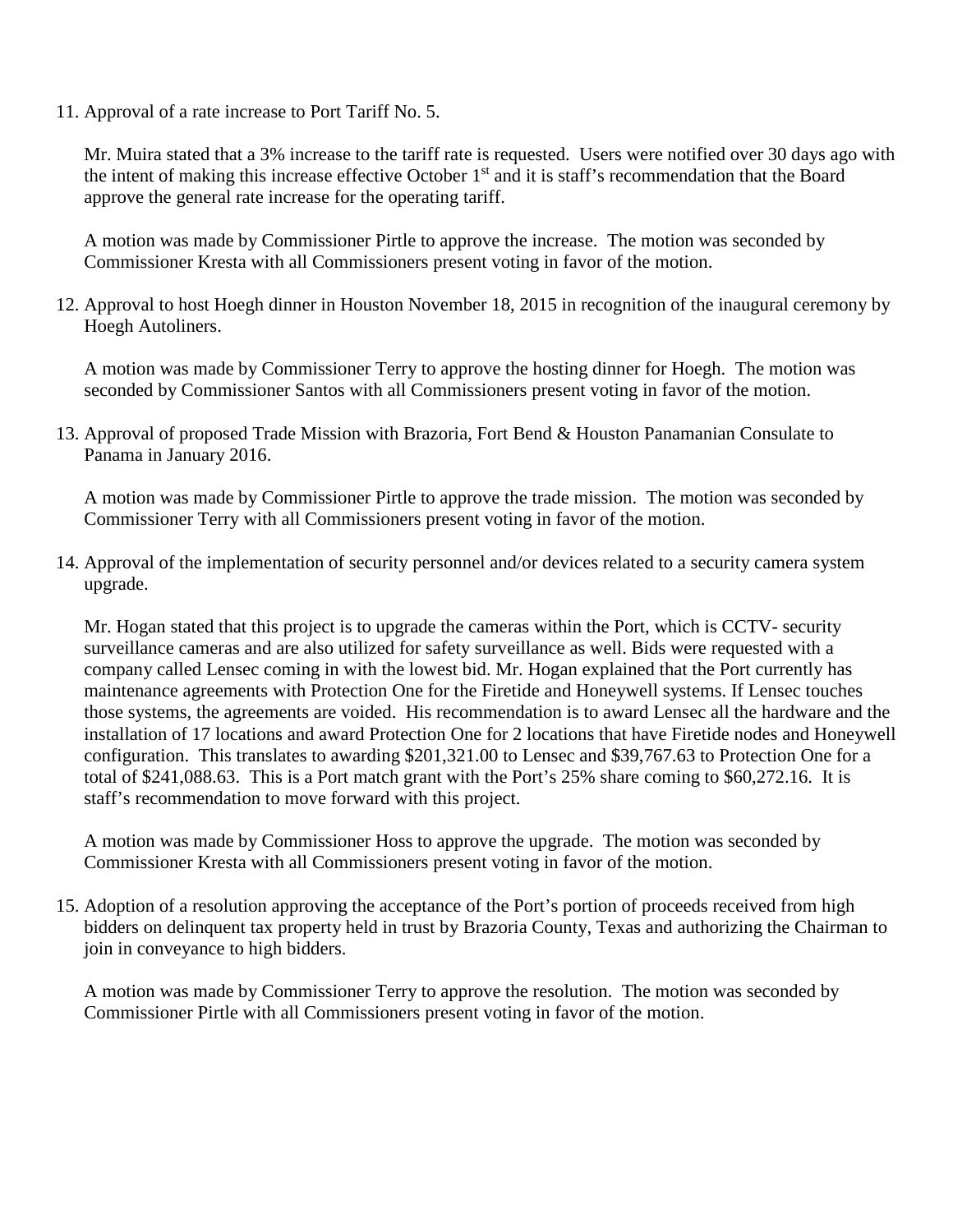11. Approval of a rate increase to Port Tariff No. 5.

    Mr. Muira stated that a 3% increase to the tariff rate is requested. Users were notified over 30 days ago with the intent of making this increase effective October 1st and it is staff's recommendation that the Board approve the general rate increase for the operating tariff.

    A motion was made by Commissioner Pirtle to approve the increase. The motion was seconded by Commissioner Kresta with all Commissioners present voting in favor of the motion.

12. Approval to host Hoegh dinner in Houston November 18, 2015 in recognition of the inaugural ceremony by Hoegh Autoliners.

    A motion was made by Commissioner Terry to approve the hosting dinner for Hoegh. The motion was seconded by Commissioner Santos with all Commissioners present voting in favor of the motion.

13. Approval of proposed Trade Mission with Brazoria, Fort Bend & Houston Panamanian Consulate to Panama in January 2016.

    A motion was made by Commissioner Pirtle to approve the trade mission. The motion was seconded by Commissioner Terry with all Commissioners present voting in favor of the motion.

14. Approval of the implementation of security personnel and/or devices related to a security camera system upgrade.

    Mr. Hogan stated that this project is to upgrade the cameras within the Port, which is CCTV- security surveillance cameras and are also utilized for safety surveillance as well. Bids were requested with a company called Lensec coming in with the lowest bid. Mr. Hogan explained that the Port currently has maintenance agreements with Protection One for the Firetide and Honeywell systems. If Lensec touches those systems, the agreements are voided. His recommendation is to award Lensec all the hardware and the installation of 17 locations and award Protection One for 2 locations that have Firetide nodes and Honeywell configuration. This translates to awarding $201,321.00 to Lensec and $39,767.63 to Protection One for a total of $241,088.63. This is a Port match grant with the Port's 25% share coming to $60,272.16. It is staff's recommendation to move forward with this project.

    A motion was made by Commissioner Hoss to approve the upgrade. The motion was seconded by Commissioner Kresta with all Commissioners present voting in favor of the motion.

15. Adoption of a resolution approving the acceptance of the Port's portion of proceeds received from high bidders on delinquent tax property held in trust by Brazoria County, Texas and authorizing the Chairman to join in conveyance to high bidders.

    A motion was made by Commissioner Terry to approve the resolution. The motion was seconded by Commissioner Pirtle with all Commissioners present voting in favor of the motion.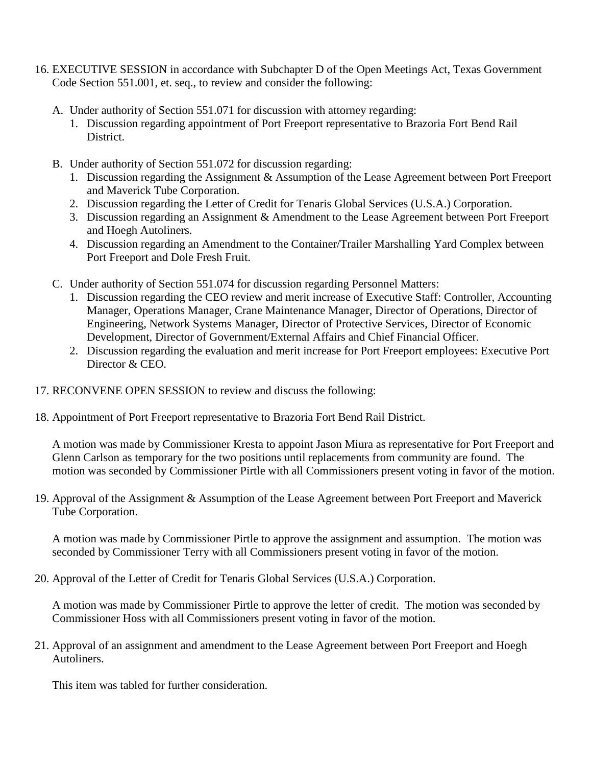16. EXECUTIVE SESSION in accordance with Subchapter D of the Open Meetings Act, Texas Government Code Section 551.001, et. seq., to review and consider the following:

    A. Under authority of Section 551.071 for discussion with attorney regarding:
        1. Discussion regarding appointment of Port Freeport representative to Brazoria Fort Bend Rail District.

    B. Under authority of Section 551.072 for discussion regarding:
        1. Discussion regarding the Assignment & Assumption of the Lease Agreement between Port Freeport and Maverick Tube Corporation.
        2. Discussion regarding the Letter of Credit for Tenaris Global Services (U.S.A.) Corporation.
        3. Discussion regarding an Assignment & Amendment to the Lease Agreement between Port Freeport and Hoegh Autoliners.
        4. Discussion regarding an Amendment to the Container/Trailer Marshalling Yard Complex between Port Freeport and Dole Fresh Fruit.

    C. Under authority of Section 551.074 for discussion regarding Personnel Matters:
        1. Discussion regarding the CEO review and merit increase of Executive Staff: Controller, Accounting Manager, Operations Manager, Crane Maintenance Manager, Director of Operations, Director of Engineering, Network Systems Manager, Director of Protective Services, Director of Economic Development, Director of Government/External Affairs and Chief Financial Officer.
        2. Discussion regarding the evaluation and merit increase for Port Freeport employees: Executive Port Director & CEO.

17. RECONVENE OPEN SESSION to review and discuss the following:

18. Appointment of Port Freeport representative to Brazoria Fort Bend Rail District.

    A motion was made by Commissioner Kresta to appoint Jason Miura as representative for Port Freeport and Glenn Carlson as temporary for the two positions until replacements from community are found. The motion was seconded by Commissioner Pirtle with all Commissioners present voting in favor of the motion.

19. Approval of the Assignment & Assumption of the Lease Agreement between Port Freeport and Maverick Tube Corporation.

    A motion was made by Commissioner Pirtle to approve the assignment and assumption. The motion was seconded by Commissioner Terry with all Commissioners present voting in favor of the motion.

20. Approval of the Letter of Credit for Tenaris Global Services (U.S.A.) Corporation.

    A motion was made by Commissioner Pirtle to approve the letter of credit. The motion was seconded by Commissioner Hoss with all Commissioners present voting in favor of the motion.

21. Approval of an assignment and amendment to the Lease Agreement between Port Freeport and Hoegh Autoliners.

    This item was tabled for further consideration.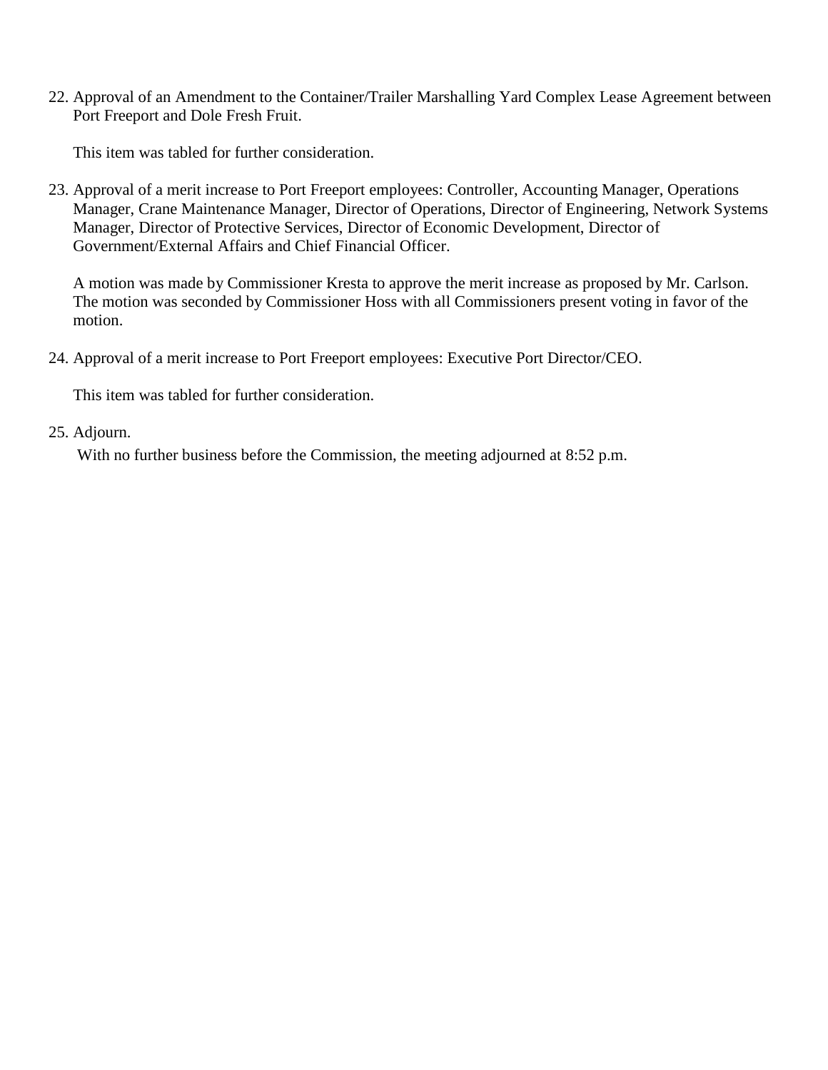22. Approval of an Amendment to the Container/Trailer Marshalling Yard Complex Lease Agreement between Port Freeport and Dole Fresh Fruit.

    This item was tabled for further consideration.

23. Approval of a merit increase to Port Freeport employees: Controller, Accounting Manager, Operations Manager, Crane Maintenance Manager, Director of Operations, Director of Engineering, Network Systems Manager, Director of Protective Services, Director of Economic Development, Director of Government/External Affairs and Chief Financial Officer.

    A motion was made by Commissioner Kresta to approve the merit increase as proposed by Mr. Carlson. The motion was seconded by Commissioner Hoss with all Commissioners present voting in favor of the motion.

24. Approval of a merit increase to Port Freeport employees: Executive Port Director/CEO.

    This item was tabled for further consideration.

25. Adjourn.

    With no further business before the Commission, the meeting adjourned at 8:52 p.m.